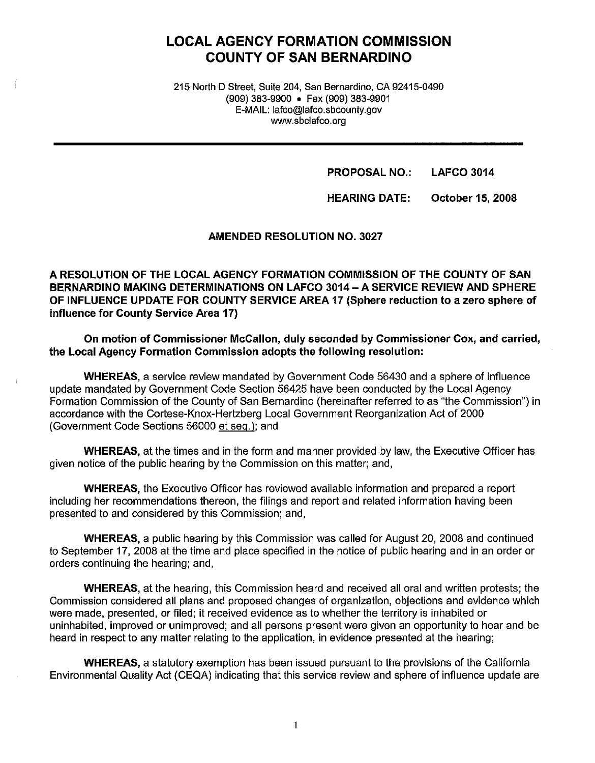# LOCAL AGENCY FORMATION COMMISSION
# COUNTY OF SAN BERNARDINO

215 North D Street, Suite 204, San Bernardino, CA 92415-0490
(909) 383-9900 • Fax (909) 383-9901
E-MAIL: lafco@lafco.sbcounty.gov
www.sbclafco.org

---

**PROPOSAL NO.: LAFCO 3014**

**HEARING DATE: October 15, 2008**

**AMENDED RESOLUTION NO. 3027**

**A RESOLUTION OF THE LOCAL AGENCY FORMATION COMMISSION OF THE COUNTY OF SAN BERNARDINO MAKING DETERMINATIONS ON LAFCO 3014 – A SERVICE REVIEW AND SPHERE OF INFLUENCE UPDATE FOR COUNTY SERVICE AREA 17 (Sphere reduction to a zero sphere of influence for County Service Area 17)**

**On motion of Commissioner McCallon, duly seconded by Commissioner Cox, and carried, the Local Agency Formation Commission adopts the following resolution:**

**WHEREAS,** a service review mandated by Government Code 56430 and a sphere of influence update mandated by Government Code Section 56425 have been conducted by the Local Agency Formation Commission of the County of San Bernardino (hereinafter referred to as "the Commission") in accordance with the Cortese-Knox-Hertzberg Local Government Reorganization Act of 2000 (Government Code Sections 56000 et seq.); and

**WHEREAS,** at the times and in the form and manner provided by law, the Executive Officer has given notice of the public hearing by the Commission on this matter; and,

**WHEREAS,** the Executive Officer has reviewed available information and prepared a report including her recommendations thereon, the filings and report and related information having been presented to and considered by this Commission; and,

**WHEREAS,** a public hearing by this Commission was called for August 20, 2008 and continued to September 17, 2008 at the time and place specified in the notice of public hearing and in an order or orders continuing the hearing; and,

**WHEREAS,** at the hearing, this Commission heard and received all oral and written protests; the Commission considered all plans and proposed changes of organization, objections and evidence which were made, presented, or filed; it received evidence as to whether the territory is inhabited or uninhabited, improved or unimproved; and all persons present were given an opportunity to hear and be heard in respect to any matter relating to the application, in evidence presented at the hearing;

**WHEREAS,** a statutory exemption has been issued pursuant to the provisions of the California Environmental Quality Act (CEQA) indicating that this service review and sphere of influence update are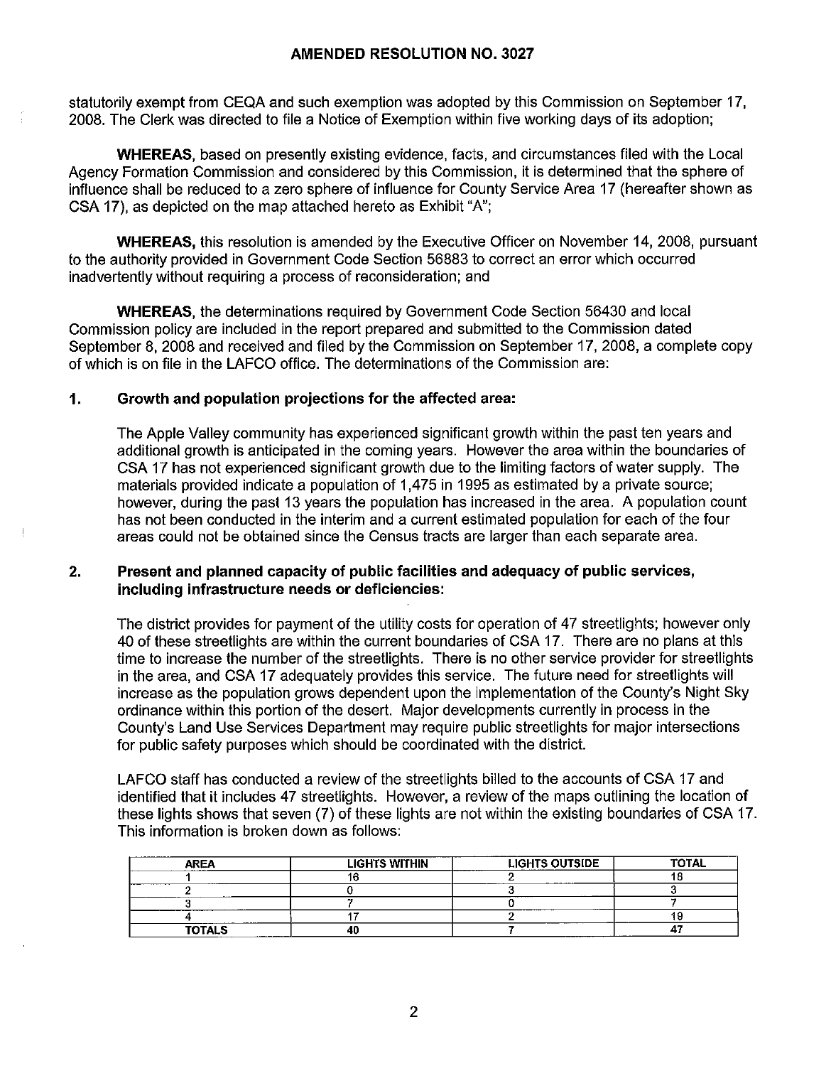statutorily exempt from CEQA and such exemption was adopted by this Commission on September 17, 2008. The Clerk was directed to file a Notice of Exemption within five working days of its adoption;

**WHEREAS**, based on presently existing evidence, facts, and circumstances filed with the Local Agency Formation Commission and considered by this Commission, it is determined that the sphere of influence shall be reduced to a zero sphere of influence for County Service Area 17 (hereafter shown as CSA 17), as depicted on the map attached hereto as Exhibit "A";

**WHEREAS,** this resolution is amended by the Executive Officer on November 14, 2008, pursuant to the authority provided in Government Code Section 56883 to correct an error which occurred inadvertently without requiring a process of reconsideration; and

**WHEREAS,** the determinations required by Government Code Section 56430 and local Commission policy are included in the report prepared and submitted to the Commission dated September 8, 2008 and received and filed by the Commission on September 17, 2008, a complete copy of which is on file in the LAFCO office. The determinations of the Commission are:

**1. Growth and population projections for the affected area:**

The Apple Valley community has experienced significant growth within the past ten years and additional growth is anticipated in the coming years. However the area within the boundaries of CSA 17 has not experienced significant growth due to the limiting factors of water supply. The materials provided indicate a population of 1,475 in 1995 as estimated by a private source; however, during the past 13 years the population has increased in the area. A population count has not been conducted in the interim and a current estimated population for each of the four areas could not be obtained since the Census tracts are larger than each separate area.

**2. Present and planned capacity of public facilities and adequacy of public services, including infrastructure needs or deficiencies:**

The district provides for payment of the utility costs for operation of 47 streetlights; however only 40 of these streetlights are within the current boundaries of CSA 17. There are no plans at this time to increase the number of the streetlights. There is no other service provider for streetlights in the area, and CSA 17 adequately provides this service. The future need for streetlights will increase as the population grows dependent upon the implementation of the County's Night Sky ordinance within this portion of the desert. Major developments currently in process in the County's Land Use Services Department may require public streetlights for major intersections for public safety purposes which should be coordinated with the district.

LAFCO staff has conducted a review of the streetlights billed to the accounts of CSA 17 and identified that it includes 47 streetlights. However, a review of the maps outlining the location of these lights shows that seven (7) of these lights are not within the existing boundaries of CSA 17. This information is broken down as follows:

| AREA | LIGHTS WITHIN | LIGHTS OUTSIDE | TOTAL |
|---|---|---|---|
| 1 | 16 | 2 | 18 |
| 2 | 0 | 3 | 3 |
| 3 | 7 | 0 | 7 |
| 4 | 17 | 2 | 19 |
| **TOTALS** | **40** | **7** | **47** |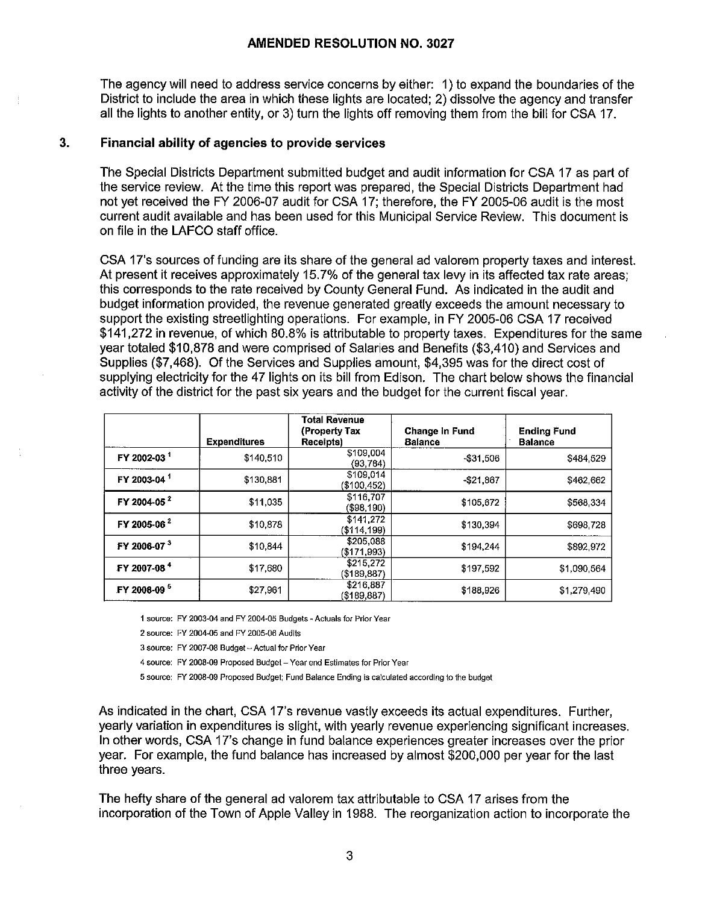The agency will need to address service concerns by either: 1) to expand the boundaries of the District to include the area in which these lights are located; 2) dissolve the agency and transfer all the lights to another entity, or 3) turn the lights off removing them from the bill for CSA 17.

### 3. Financial ability of agencies to provide services

The Special Districts Department submitted budget and audit information for CSA 17 as part of the service review. At the time this report was prepared, the Special Districts Department had not yet received the FY 2006-07 audit for CSA 17; therefore, the FY 2005-06 audit is the most current audit available and has been used for this Municipal Service Review. This document is on file in the LAFCO staff office.

CSA 17's sources of funding are its share of the general ad valorem property taxes and interest. At present it receives approximately 15.7% of the general tax levy in its affected tax rate areas; this corresponds to the rate received by County General Fund. As indicated in the audit and budget information provided, the revenue generated greatly exceeds the amount necessary to support the existing streetlighting operations. For example, in FY 2005-06 CSA 17 received $141,272 in revenue, of which 80.8% is attributable to property taxes. Expenditures for the same year totaled $10,878 and were comprised of Salaries and Benefits ($3,410) and Services and Supplies ($7,468). Of the Services and Supplies amount, $4,395 was for the direct cost of supplying electricity for the 47 lights on its bill from Edison. The chart below shows the financial activity of the district for the past six years and the budget for the current fiscal year.

| | Expenditures | Total Revenue (Property Tax Receipts) | Change in Fund Balance | Ending Fund Balance |
|---|---|---|---|---|
| FY 2002-03 [1] | $140,510 | $109,004 (93,784) | -$31,506 | $484,529 |
| FY 2003-04 [1] | $130,881 | $109,014 ($100,452) | -$21,867 | $462,662 |
| FY 2004-05 [2] | $11,035 | $116,707 ($98,190) | $105,672 | $568,334 |
| FY 2005-06 [2] | $10,878 | $141,272 ($114,199) | $130,394 | $698,728 |
| FY 2006-07 [3] | $10,844 | $205,088 ($171,993) | $194,244 | $892,972 |
| FY 2007-08 [4] | $17,680 | $215,272 ($189,887) | $197,592 | $1,090,564 |
| FY 2008-09 [5] | $27,961 | $216,887 ($189,887) | $188,926 | $1,279,490 |

1 source: FY 2003-04 and FY 2004-05 Budgets - Actuals for Prior Year

2 source: FY 2004-05 and FY 2005-06 Audits

3 source: FY 2007-08 Budget – Actual for Prior Year

4 source: FY 2008-09 Proposed Budget – Year end Estimates for Prior Year

5 source: FY 2008-09 Proposed Budget; Fund Balance Ending is calculated according to the budget

As indicated in the chart, CSA 17's revenue vastly exceeds its actual expenditures. Further, yearly variation in expenditures is slight, with yearly revenue experiencing significant increases. In other words, CSA 17's change in fund balance experiences greater increases over the prior year. For example, the fund balance has increased by almost $200,000 per year for the last three years.

The hefty share of the general ad valorem tax attributable to CSA 17 arises from the incorporation of the Town of Apple Valley in 1988. The reorganization action to incorporate the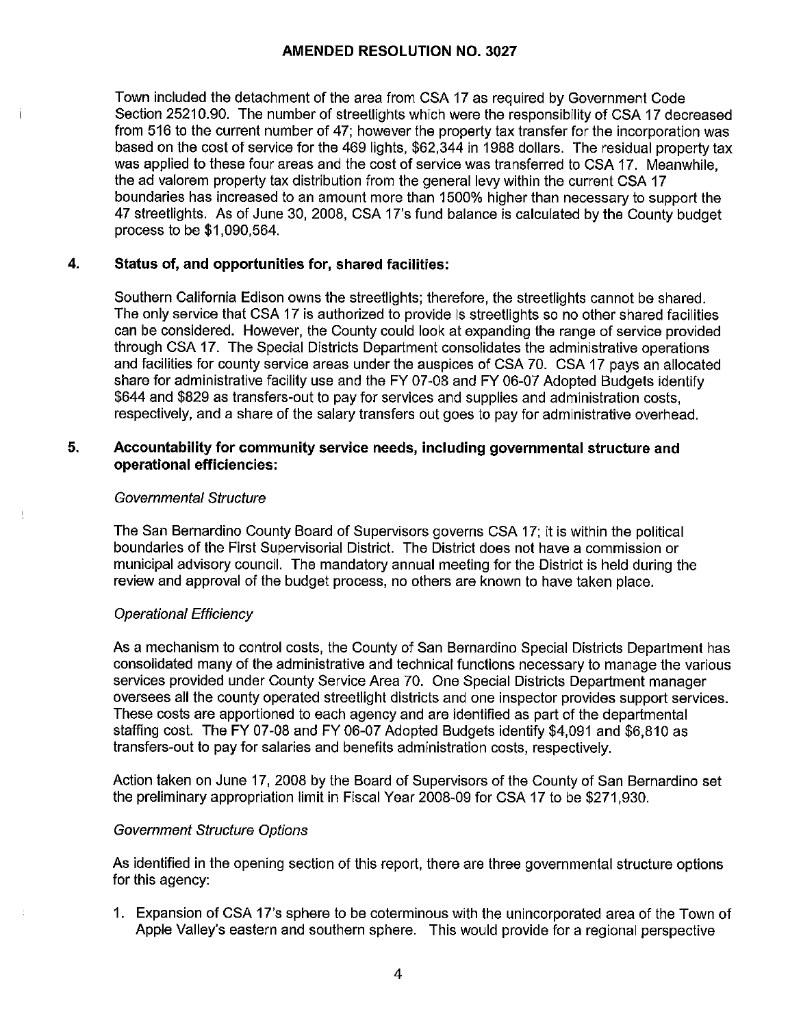Town included the detachment of the area from CSA 17 as required by Government Code Section 25210.90. The number of streetlights which were the responsibility of CSA 17 decreased from 516 to the current number of 47; however the property tax transfer for the incorporation was based on the cost of service for the 469 lights, $62,344 in 1988 dollars. The residual property tax was applied to these four areas and the cost of service was transferred to CSA 17. Meanwhile, the ad valorem property tax distribution from the general levy within the current CSA 17 boundaries has increased to an amount more than 1500% higher than necessary to support the 47 streetlights. As of June 30, 2008, CSA 17's fund balance is calculated by the County budget process to be $1,090,564.

## 4. Status of, and opportunities for, shared facilities:

Southern California Edison owns the streetlights; therefore, the streetlights cannot be shared. The only service that CSA 17 is authorized to provide is streetlights so no other shared facilities can be considered. However, the County could look at expanding the range of service provided through CSA 17. The Special Districts Department consolidates the administrative operations and facilities for county service areas under the auspices of CSA 70. CSA 17 pays an allocated share for administrative facility use and the FY 07-08 and FY 06-07 Adopted Budgets identify $644 and $829 as transfers-out to pay for services and supplies and administration costs, respectively, and a share of the salary transfers out goes to pay for administrative overhead.

## 5. Accountability for community service needs, including governmental structure and operational efficiencies:

*Governmental Structure*

The San Bernardino County Board of Supervisors governs CSA 17; it is within the political boundaries of the First Supervisorial District. The District does not have a commission or municipal advisory council. The mandatory annual meeting for the District is held during the review and approval of the budget process, no others are known to have taken place.

*Operational Efficiency*

As a mechanism to control costs, the County of San Bernardino Special Districts Department has consolidated many of the administrative and technical functions necessary to manage the various services provided under County Service Area 70. One Special Districts Department manager oversees all the county operated streetlight districts and one inspector provides support services. These costs are apportioned to each agency and are identified as part of the departmental staffing cost. The FY 07-08 and FY 06-07 Adopted Budgets identify $4,091 and $6,810 as transfers-out to pay for salaries and benefits administration costs, respectively.

Action taken on June 17, 2008 by the Board of Supervisors of the County of San Bernardino set the preliminary appropriation limit in Fiscal Year 2008-09 for CSA 17 to be $271,930.

*Government Structure Options*

As identified in the opening section of this report, there are three governmental structure options for this agency:

1. Expansion of CSA 17's sphere to be coterminous with the unincorporated area of the Town of Apple Valley's eastern and southern sphere. This would provide for a regional perspective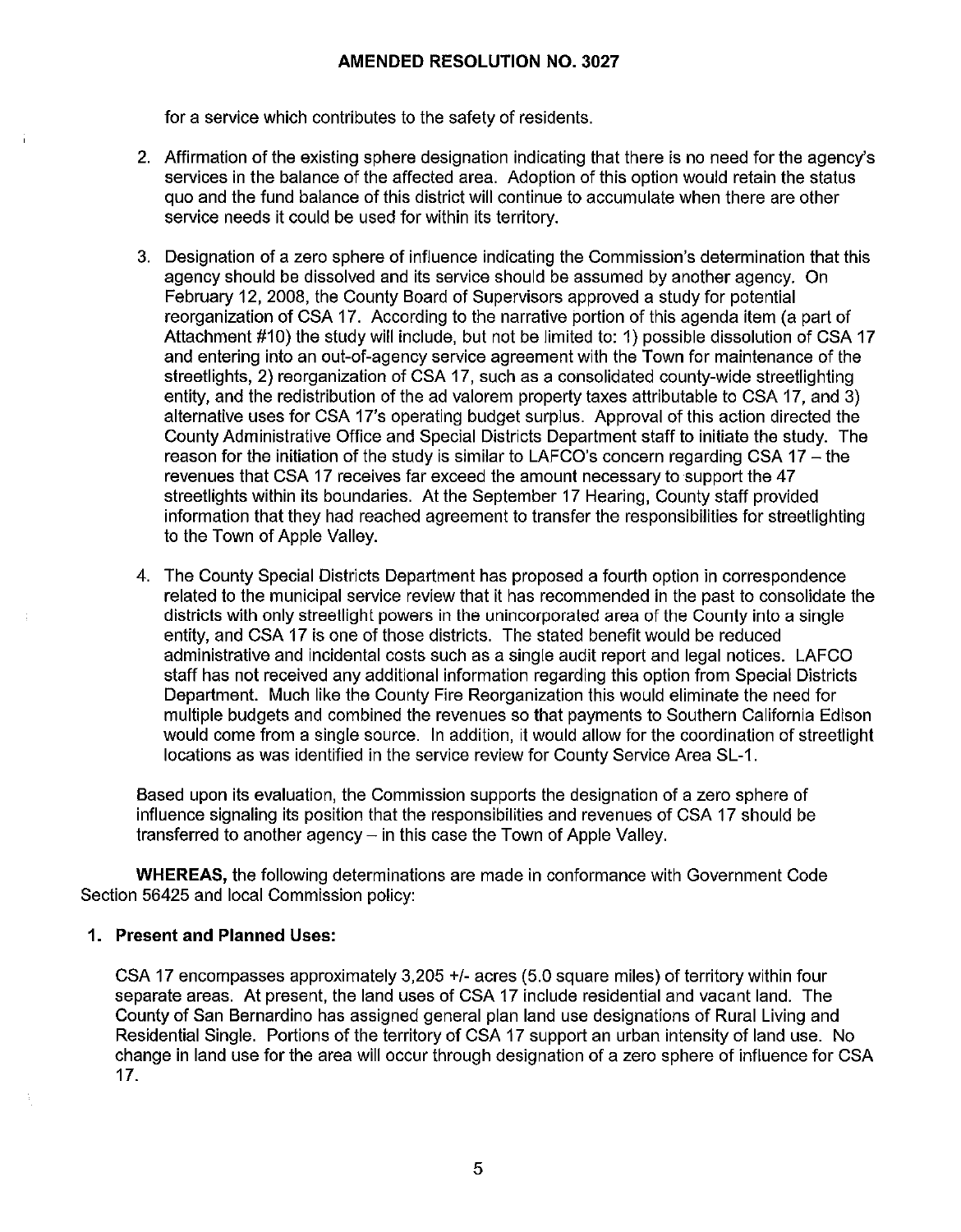for a service which contributes to the safety of residents.

2. Affirmation of the existing sphere designation indicating that there is no need for the agency's services in the balance of the affected area. Adoption of this option would retain the status quo and the fund balance of this district will continue to accumulate when there are other service needs it could be used for within its territory.

3. Designation of a zero sphere of influence indicating the Commission's determination that this agency should be dissolved and its service should be assumed by another agency. On February 12, 2008, the County Board of Supervisors approved a study for potential reorganization of CSA 17. According to the narrative portion of this agenda item (a part of Attachment #10) the study will include, but not be limited to: 1) possible dissolution of CSA 17 and entering into an out-of-agency service agreement with the Town for maintenance of the streetlights, 2) reorganization of CSA 17, such as a consolidated county-wide streetlighting entity, and the redistribution of the ad valorem property taxes attributable to CSA 17, and 3) alternative uses for CSA 17's operating budget surplus. Approval of this action directed the County Administrative Office and Special Districts Department staff to initiate the study. The reason for the initiation of the study is similar to LAFCO's concern regarding CSA 17 – the revenues that CSA 17 receives far exceed the amount necessary to support the 47 streetlights within its boundaries. At the September 17 Hearing, County staff provided information that they had reached agreement to transfer the responsibilities for streetlighting to the Town of Apple Valley.

4. The County Special Districts Department has proposed a fourth option in correspondence related to the municipal service review that it has recommended in the past to consolidate the districts with only streetlight powers in the unincorporated area of the County into a single entity, and CSA 17 is one of those districts. The stated benefit would be reduced administrative and incidental costs such as a single audit report and legal notices. LAFCO staff has not received any additional information regarding this option from Special Districts Department. Much like the County Fire Reorganization this would eliminate the need for multiple budgets and combined the revenues so that payments to Southern California Edison would come from a single source. In addition, it would allow for the coordination of streetlight locations as was identified in the service review for County Service Area SL-1.

Based upon its evaluation, the Commission supports the designation of a zero sphere of influence signaling its position that the responsibilities and revenues of CSA 17 should be transferred to another agency – in this case the Town of Apple Valley.

**WHEREAS,** the following determinations are made in conformance with Government Code Section 56425 and local Commission policy:

**1. Present and Planned Uses:**

CSA 17 encompasses approximately 3,205 +/- acres (5.0 square miles) of territory within four separate areas. At present, the land uses of CSA 17 include residential and vacant land. The County of San Bernardino has assigned general plan land use designations of Rural Living and Residential Single. Portions of the territory of CSA 17 support an urban intensity of land use. No change in land use for the area will occur through designation of a zero sphere of influence for CSA 17.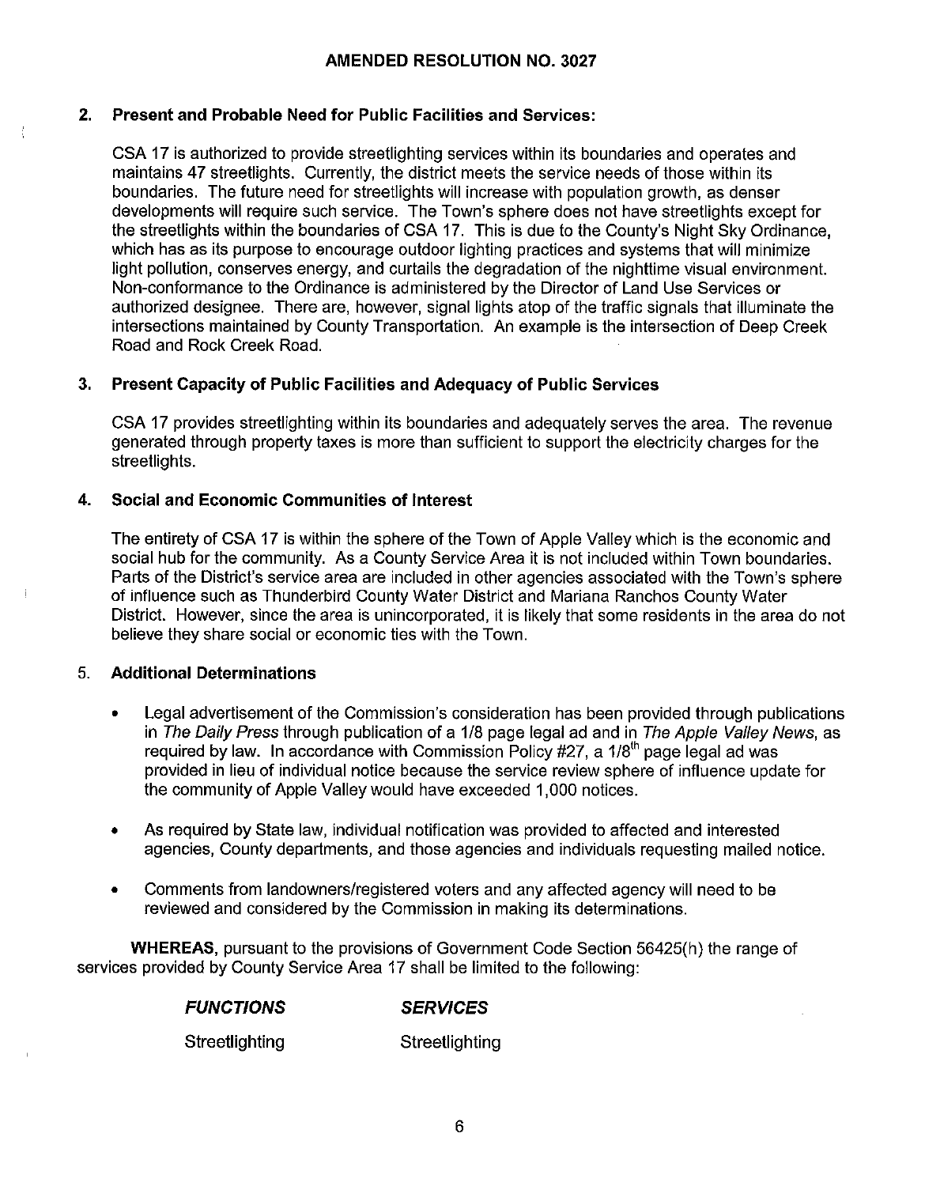**AMENDED RESOLUTION NO. 3027**

**2. Present and Probable Need for Public Facilities and Services:**

CSA 17 is authorized to provide streetlighting services within its boundaries and operates and maintains 47 streetlights. Currently, the district meets the service needs of those within its boundaries. The future need for streetlights will increase with population growth, as denser developments will require such service. The Town's sphere does not have streetlights except for the streetlights within the boundaries of CSA 17. This is due to the County's Night Sky Ordinance, which has as its purpose to encourage outdoor lighting practices and systems that will minimize light pollution, conserves energy, and curtails the degradation of the nighttime visual environment. Non-conformance to the Ordinance is administered by the Director of Land Use Services or authorized designee. There are, however, signal lights atop of the traffic signals that illuminate the intersections maintained by County Transportation. An example is the intersection of Deep Creek Road and Rock Creek Road.

**3. Present Capacity of Public Facilities and Adequacy of Public Services**

CSA 17 provides streetlighting within its boundaries and adequately serves the area. The revenue generated through property taxes is more than sufficient to support the electricity charges for the streetlights.

**4. Social and Economic Communities of Interest**

The entirety of CSA 17 is within the sphere of the Town of Apple Valley which is the economic and social hub for the community. As a County Service Area it is not included within Town boundaries. Parts of the District's service area are included in other agencies associated with the Town's sphere of influence such as Thunderbird County Water District and Mariana Ranchos County Water District. However, since the area is unincorporated, it is likely that some residents in the area do not believe they share social or economic ties with the Town.

5. **Additional Determinations**

- Legal advertisement of the Commission's consideration has been provided through publications in *The Daily Press* through publication of a 1/8 page legal ad and in *The Apple Valley News*, as required by law. In accordance with Commission Policy #27, a 1/8th page legal ad was provided in lieu of individual notice because the service review sphere of influence update for the community of Apple Valley would have exceeded 1,000 notices.
- As required by State law, individual notification was provided to affected and interested agencies, County departments, and those agencies and individuals requesting mailed notice.
- Comments from landowners/registered voters and any affected agency will need to be reviewed and considered by the Commission in making its determinations.

**WHEREAS**, pursuant to the provisions of Government Code Section 56425(h) the range of services provided by County Service Area 17 shall be limited to the following:

| ***FUNCTIONS*** | ***SERVICES*** |
| --- | --- |
| Streetlighting | Streetlighting |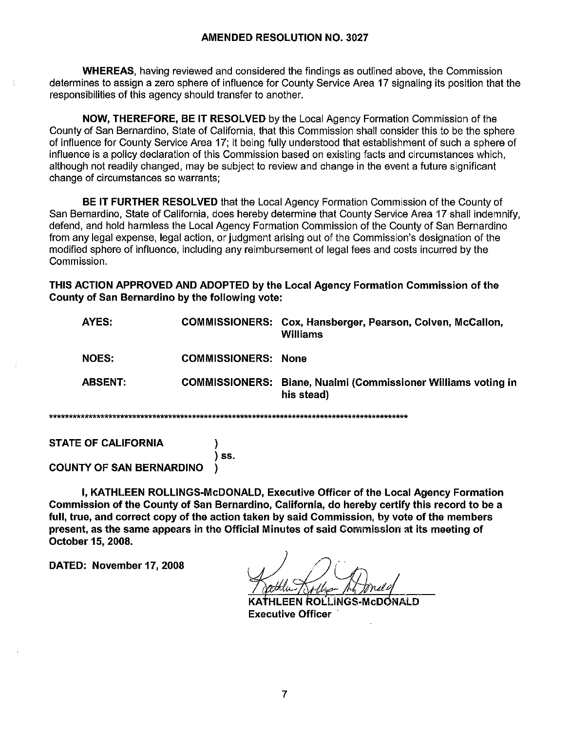**AMENDED RESOLUTION NO. 3027**

**WHEREAS**, having reviewed and considered the findings as outlined above, the Commission determines to assign a zero sphere of influence for County Service Area 17 signaling its position that the responsibilities of this agency should transfer to another.

**NOW, THEREFORE, BE IT RESOLVED** by the Local Agency Formation Commission of the County of San Bernardino, State of California, that this Commission shall consider this to be the sphere of influence for County Service Area 17; it being fully understood that establishment of such a sphere of influence is a policy declaration of this Commission based on existing facts and circumstances which, although not readily changed, may be subject to review and change in the event a future significant change of circumstances so warrants;

**BE IT FURTHER RESOLVED** that the Local Agency Formation Commission of the County of San Bernardino, State of California, does hereby determine that County Service Area 17 shall indemnify, defend, and hold harmless the Local Agency Formation Commission of the County of San Bernardino from any legal expense, legal action, or judgment arising out of the Commission's designation of the modified sphere of influence, including any reimbursement of legal fees and costs incurred by the Commission.

**THIS ACTION APPROVED AND ADOPTED by the Local Agency Formation Commission of the County of San Bernardino by the following vote:**

| | | |
|---|---|---|
| **AYES:** | **COMMISSIONERS:** | **Cox, Hansberger, Pearson, Colven, McCallon, Williams** |
| **NOES:** | **COMMISSIONERS:** | **None** |
| **ABSENT:** | **COMMISSIONERS:** | **Biane, Nuaimi (Commissioner Williams voting in his stead)** |

*************************************************************************************************

**STATE OF CALIFORNIA )**
**) ss.**
**COUNTY OF SAN BERNARDINO )**

**I, KATHLEEN ROLLINGS-McDONALD, Executive Officer of the Local Agency Formation Commission of the County of San Bernardino, California, do hereby certify this record to be a full, true, and correct copy of the action taken by said Commission, by vote of the members present, as the same appears in the Official Minutes of said Commission at its meeting of October 15, 2008.**

**DATED: November 17, 2008**

**KATHLEEN ROLLINGS-McDONALD**
**Executive Officer**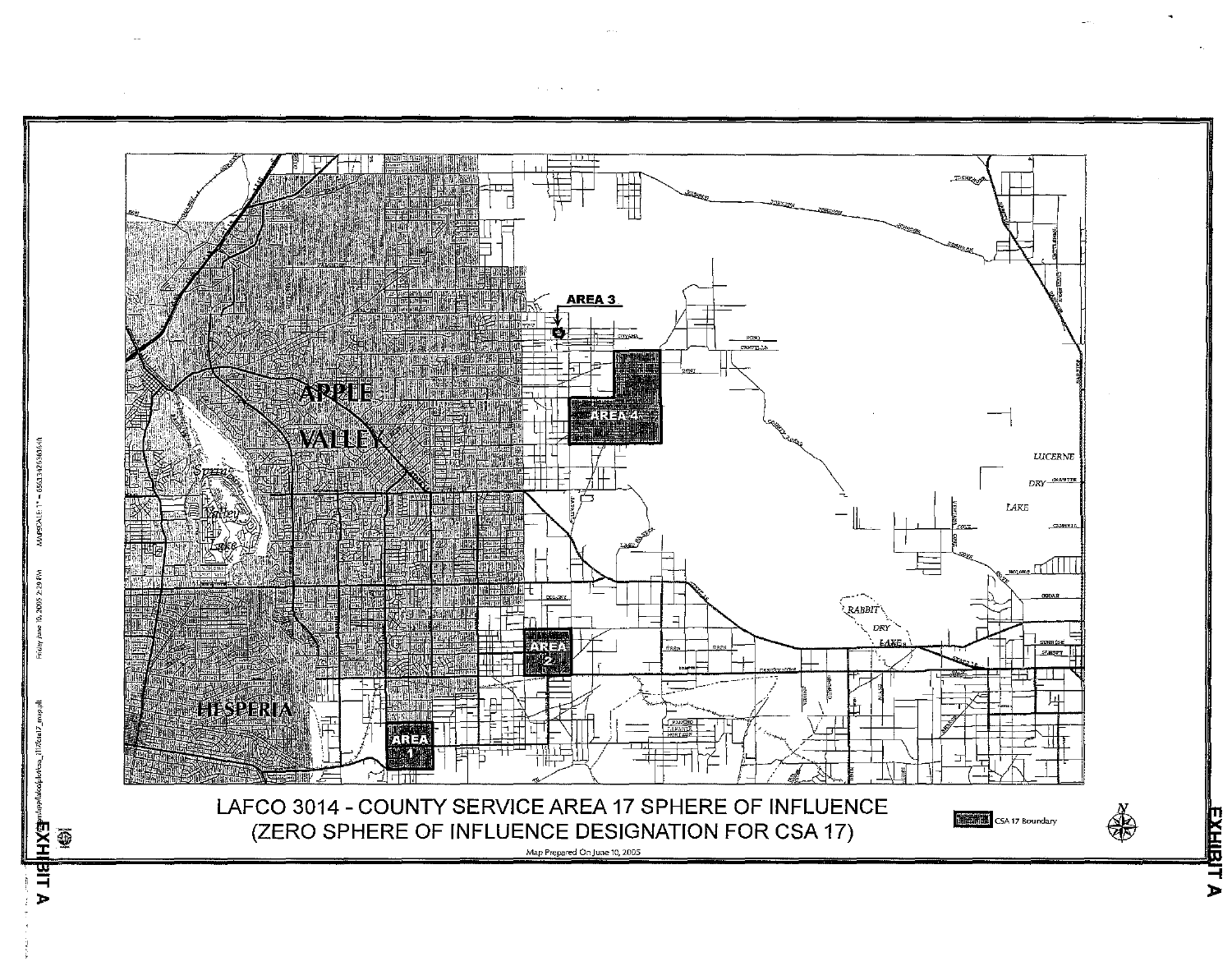# LAFCO 3014 - COUNTY SERVICE AREA 17 SPHERE OF INFLUENCE
# (ZERO SPHERE OF INFLUENCE DESIGNATION FOR CSA 17)

Map Prepared On June 10, 2005

CSA 17 Boundary

AREA 1

AREA 2

AREA 3

AREA 4

APPLE VALLEY

HESPERIA

Spring Valley Lake

LUCERNE DRY LAKE

RABBIT DRY LAKE

EXHIBIT A